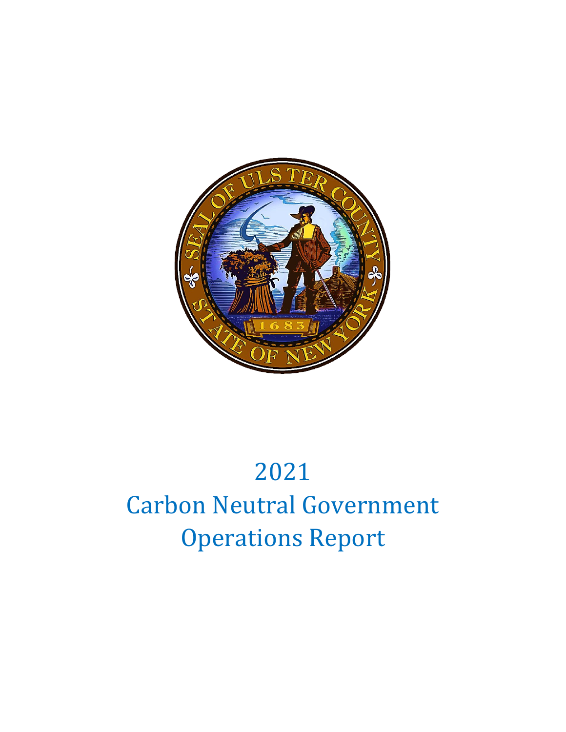# 2021
# Carbon Neutral Government Operations Report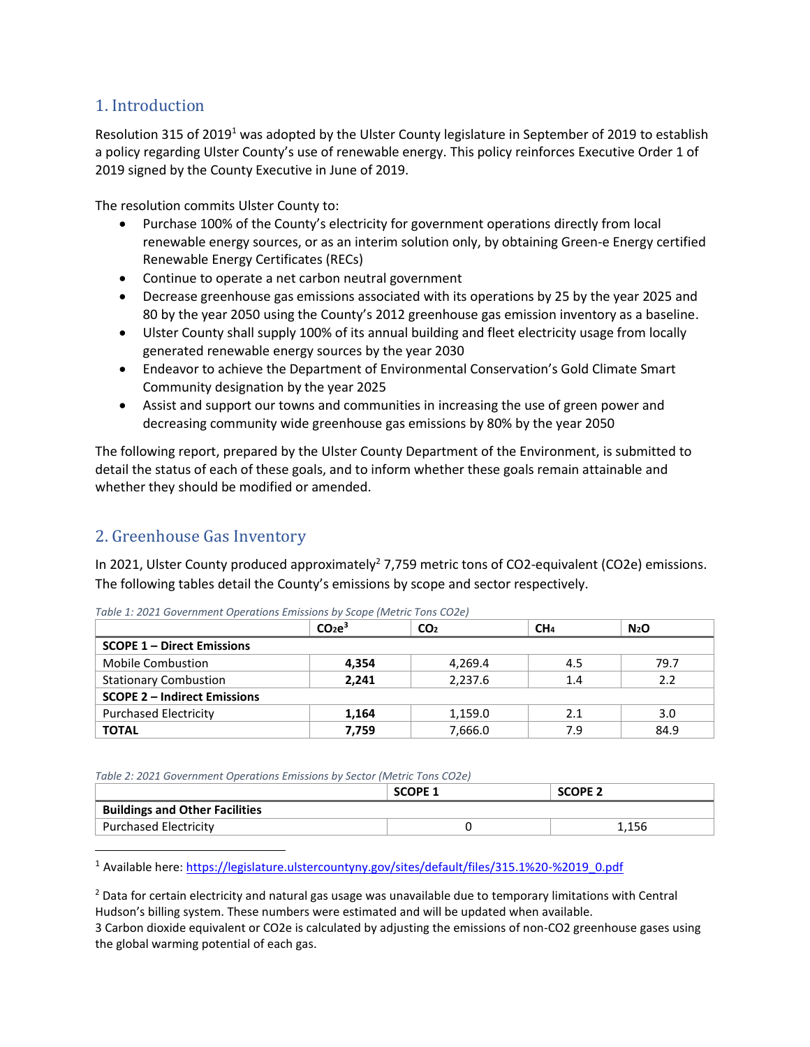## 1. Introduction

Resolution 315 of 2019[1] was adopted by the Ulster County legislature in September of 2019 to establish a policy regarding Ulster County's use of renewable energy. This policy reinforces Executive Order 1 of 2019 signed by the County Executive in June of 2019.

The resolution commits Ulster County to:

- Purchase 100% of the County's electricity for government operations directly from local renewable energy sources, or as an interim solution only, by obtaining Green-e Energy certified Renewable Energy Certificates (RECs)
- Continue to operate a net carbon neutral government
- Decrease greenhouse gas emissions associated with its operations by 25 by the year 2025 and 80 by the year 2050 using the County's 2012 greenhouse gas emission inventory as a baseline.
- Ulster County shall supply 100% of its annual building and fleet electricity usage from locally generated renewable energy sources by the year 2030
- Endeavor to achieve the Department of Environmental Conservation's Gold Climate Smart Community designation by the year 2025
- Assist and support our towns and communities in increasing the use of green power and decreasing community wide greenhouse gas emissions by 80% by the year 2050

The following report, prepared by the Ulster County Department of the Environment, is submitted to detail the status of each of these goals, and to inform whether these goals remain attainable and whether they should be modified or amended.

## 2. Greenhouse Gas Inventory

In 2021, Ulster County produced approximately[2] 7,759 metric tons of CO2-equivalent (CO2e) emissions. The following tables detail the County's emissions by scope and sector respectively.

*Table 1: 2021 Government Operations Emissions by Scope (Metric Tons CO2e)*

| | $CO_2e$[3] | $CO_2$ | $CH_4$ | $N_2O$ |
|---|---|---|---|---|
| **SCOPE 1 – Direct Emissions** | | | | |
| Mobile Combustion | **4,354** | 4,269.4 | 4.5 | 79.7 |
| Stationary Combustion | **2,241** | 2,237.6 | 1.4 | 2.2 |
| **SCOPE 2 – Indirect Emissions** | | | | |
| Purchased Electricity | **1,164** | 1,159.0 | 2.1 | 3.0 |
| **TOTAL** | **7,759** | 7,666.0 | 7.9 | 84.9 |

*Table 2: 2021 Government Operations Emissions by Sector (Metric Tons CO2e)*

| | SCOPE 1 | SCOPE 2 |
|---|---|---|
| **Buildings and Other Facilities** | | |
| Purchased Electricity | 0 | 1,156 |

[1] Available here: https://legislature.ulstercountyny.gov/sites/default/files/315.1%20-%2019_0.pdf

[2] Data for certain electricity and natural gas usage was unavailable due to temporary limitations with Central Hudson's billing system. These numbers were estimated and will be updated when available.

3 Carbon dioxide equivalent or CO2e is calculated by adjusting the emissions of non-CO2 greenhouse gases using the global warming potential of each gas.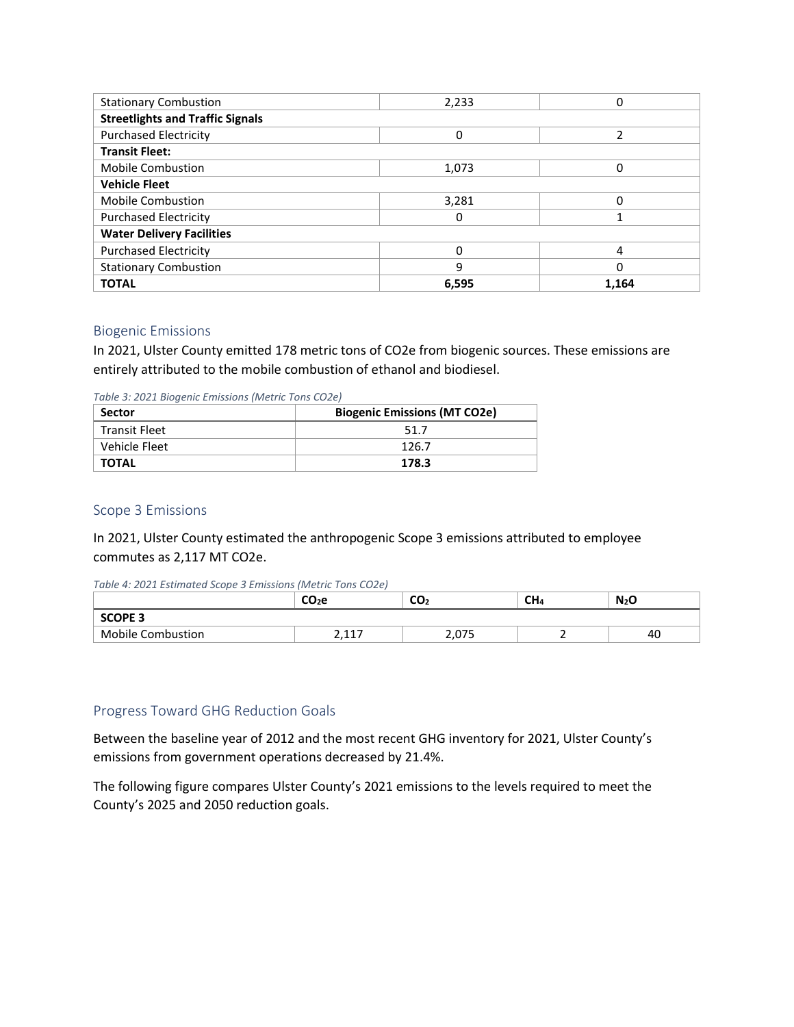| | | |
|---|---|---|
| Stationary Combustion | 2,233 | 0 |
| **Streetlights and Traffic Signals** | | |
| Purchased Electricity | 0 | 2 |
| **Transit Fleet:** | | |
| Mobile Combustion | 1,073 | 0 |
| **Vehicle Fleet** | | |
| Mobile Combustion | 3,281 | 0 |
| Purchased Electricity | 0 | 1 |
| **Water Delivery Facilities** | | |
| Purchased Electricity | 0 | 4 |
| Stationary Combustion | 9 | 0 |
| **TOTAL** | **6,595** | **1,164** |

## Biogenic Emissions

In 2021, Ulster County emitted 178 metric tons of CO2e from biogenic sources. These emissions are entirely attributed to the mobile combustion of ethanol and biodiesel.

*Table 3: 2021 Biogenic Emissions (Metric Tons CO2e)*

| Sector | Biogenic Emissions (MT CO2e) |
|---|---|
| Transit Fleet | 51.7 |
| Vehicle Fleet | 126.7 |
| **TOTAL** | **178.3** |

## Scope 3 Emissions

In 2021, Ulster County estimated the anthropogenic Scope 3 emissions attributed to employee commutes as 2,117 MT CO2e.

*Table 4: 2021 Estimated Scope 3 Emissions (Metric Tons CO2e)*

| | $CO_2e$ | $CO_2$ | $CH_4$ | $N_2O$ |
|---|---|---|---|---|
| **SCOPE 3** | | | | |
| Mobile Combustion | 2,117 | 2,075 | 2 | 40 |

## Progress Toward GHG Reduction Goals

Between the baseline year of 2012 and the most recent GHG inventory for 2021, Ulster County's emissions from government operations decreased by 21.4%.

The following figure compares Ulster County's 2021 emissions to the levels required to meet the County's 2025 and 2050 reduction goals.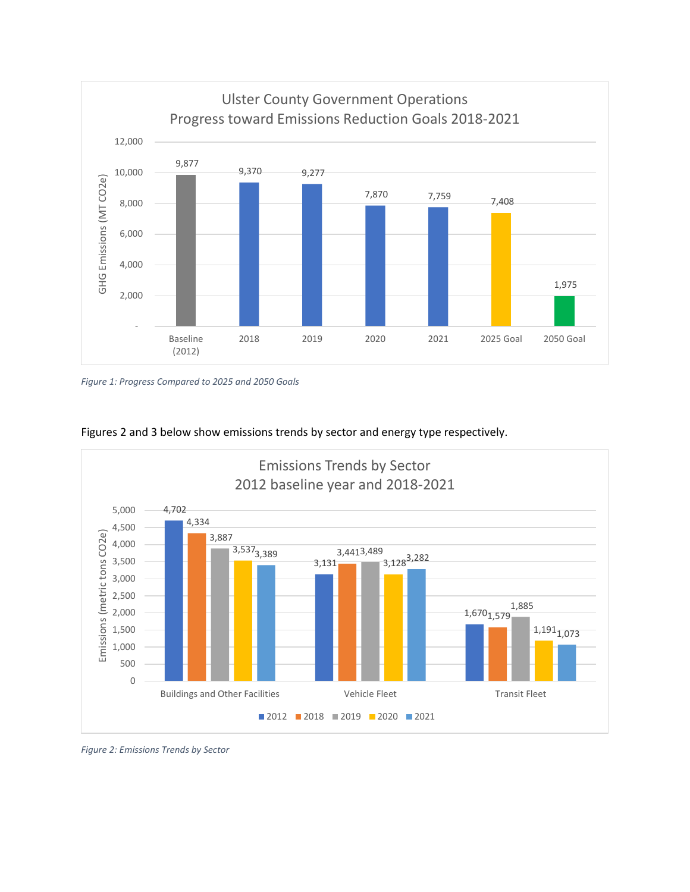**Ulster County Government Operations**
**Progress toward Emissions Reduction Goals 2018-2021**

| | Baseline (2012) | 2018 | 2019 | 2020 | 2021 | 2025 Goal | 2050 Goal |
|---|---|---|---|---|---|---|---|
| GHG Emissions (MT CO2e) | 9,877 | 9,370 | 9,277 | 7,870 | 7,759 | 7,408 | 1,975 |

*Figure 1: Progress Compared to 2025 and 2050 Goals*

Figures 2 and 3 below show emissions trends by sector and energy type respectively.

**Emissions Trends by Sector**
**2012 baseline year and 2018-2021**

| Emissions (metric tons CO2e) | 2012 | 2018 | 2019 | 2020 | 2021 |
|---|---|---|---|---|---|
| Buildings and Other Facilities | 4,702 | 4,334 | 3,887 | 3,537 | 3,389 |
| Vehicle Fleet | 3,131 | 3,441 | 3,489 | 3,128 | 3,282 |
| Transit Fleet | 1,670 | 1,579 | 1,885 | 1,191 | 1,073 |

*Figure 2: Emissions Trends by Sector*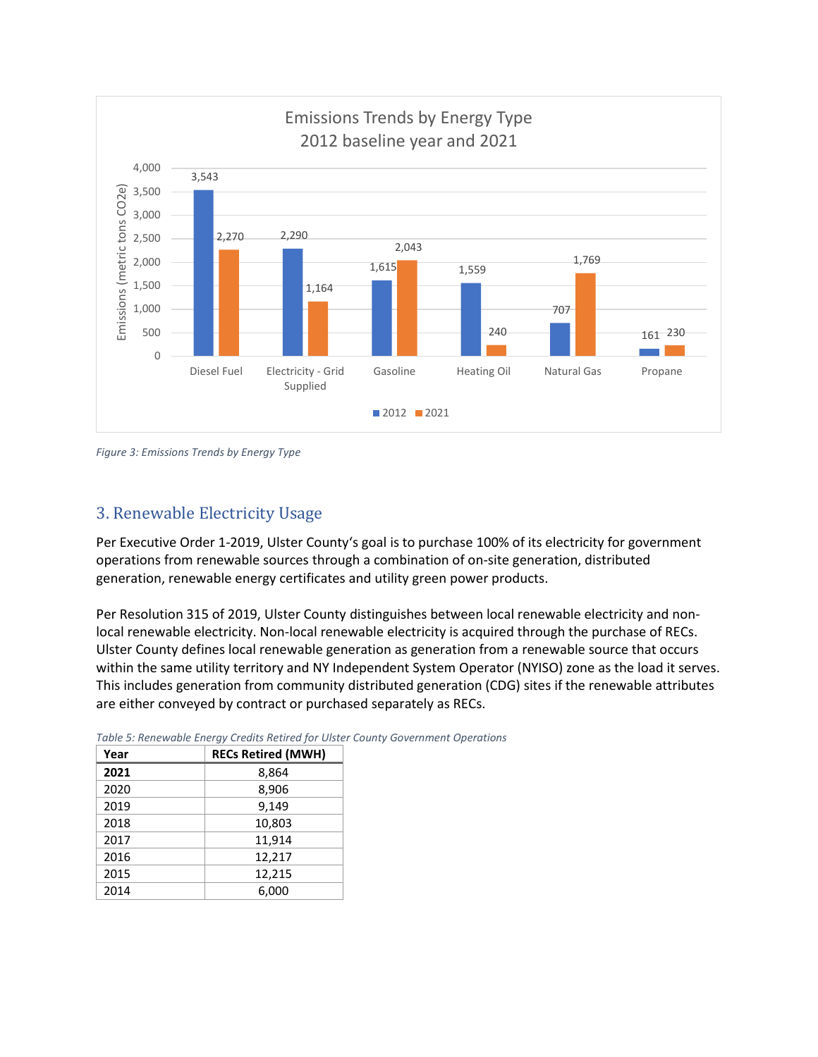*Figure 3: Emissions Trends by Energy Type*

## 3. Renewable Electricity Usage

Per Executive Order 1-2019, Ulster County's goal is to purchase 100% of its electricity for government operations from renewable sources through a combination of on-site generation, distributed generation, renewable energy certificates and utility green power products.

Per Resolution 315 of 2019, Ulster County distinguishes between local renewable electricity and non-local renewable electricity. Non-local renewable electricity is acquired through the purchase of RECs. Ulster County defines local renewable generation as generation from a renewable source that occurs within the same utility territory and NY Independent System Operator (NYISO) zone as the load it serves. This includes generation from community distributed generation (CDG) sites if the renewable attributes are either conveyed by contract or purchased separately as RECs.

*Table 5: Renewable Energy Credits Retired for Ulster County Government Operations*

| Year | RECs Retired (MWH) |
|---|---|
| **2021** | 8,864 |
| 2020 | 8,906 |
| 2019 | 9,149 |
| 2018 | 10,803 |
| 2017 | 11,914 |
| 2016 | 12,217 |
| 2015 | 12,215 |
| 2014 | 6,000 |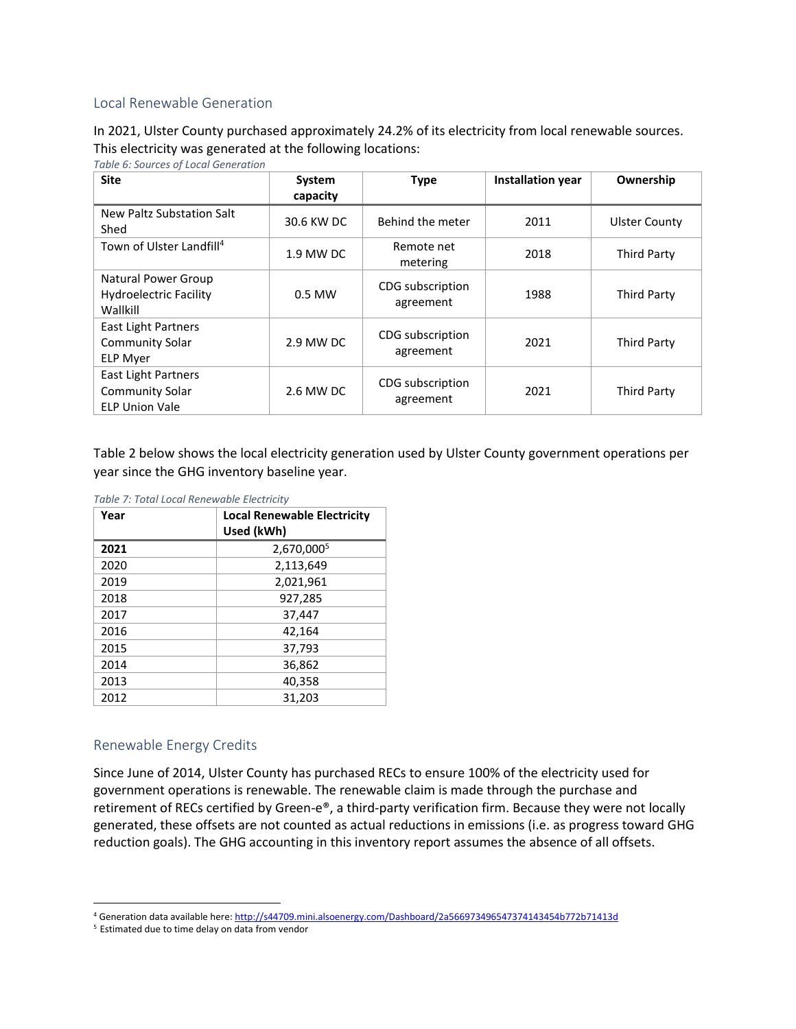## Local Renewable Generation

In 2021, Ulster County purchased approximately 24.2% of its electricity from local renewable sources. This electricity was generated at the following locations:

*Table 6: Sources of Local Generation*

| Site | System capacity | Type | Installation year | Ownership |
|---|---|---|---|---|
| New Paltz Substation Salt Shed | 30.6 KW DC | Behind the meter | 2011 | Ulster County |
| Town of Ulster Landfill[4] | 1.9 MW DC | Remote net metering | 2018 | Third Party |
| Natural Power Group Hydroelectric Facility Wallkill | 0.5 MW | CDG subscription agreement | 1988 | Third Party |
| East Light Partners Community Solar ELP Myer | 2.9 MW DC | CDG subscription agreement | 2021 | Third Party |
| East Light Partners Community Solar ELP Union Vale | 2.6 MW DC | CDG subscription agreement | 2021 | Third Party |

Table 2 below shows the local electricity generation used by Ulster County government operations per year since the GHG inventory baseline year.

*Table 7: Total Local Renewable Electricity*

| Year | Local Renewable Electricity Used (kWh) |
|---|---|
| **2021** | 2,670,000[5] |
| 2020 | 2,113,649 |
| 2019 | 2,021,961 |
| 2018 | 927,285 |
| 2017 | 37,447 |
| 2016 | 42,164 |
| 2015 | 37,793 |
| 2014 | 36,862 |
| 2013 | 40,358 |
| 2012 | 31,203 |

## Renewable Energy Credits

Since June of 2014, Ulster County has purchased RECs to ensure 100% of the electricity used for government operations is renewable. The renewable claim is made through the purchase and retirement of RECs certified by Green-e®, a third-party verification firm. Because they were not locally generated, these offsets are not counted as actual reductions in emissions (i.e. as progress toward GHG reduction goals). The GHG accounting in this inventory report assumes the absence of all offsets.

---

[4] Generation data available here: http://s44709.mini.alsoenergy.com/Dashboard/2a566973496547374143454b772b71413d

[5] Estimated due to time delay on data from vendor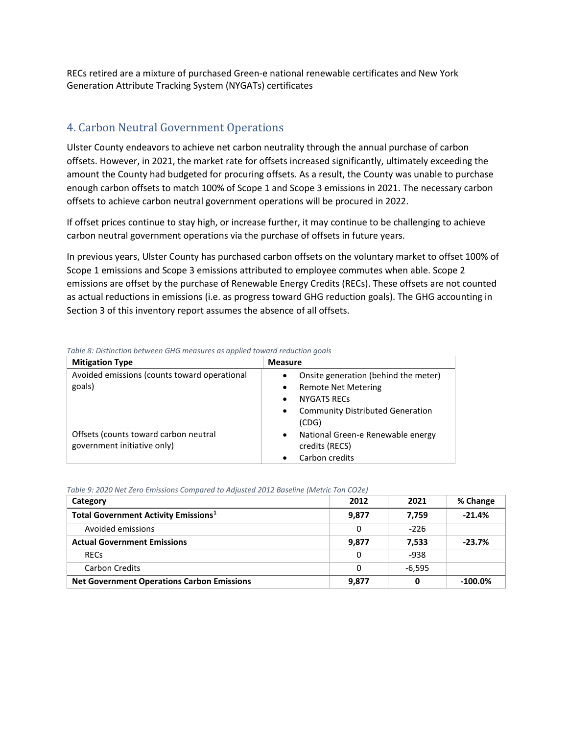RECs retired are a mixture of purchased Green-e national renewable certificates and New York Generation Attribute Tracking System (NYGATs) certificates

## 4. Carbon Neutral Government Operations

Ulster County endeavors to achieve net carbon neutrality through the annual purchase of carbon offsets. However, in 2021, the market rate for offsets increased significantly, ultimately exceeding the amount the County had budgeted for procuring offsets. As a result, the County was unable to purchase enough carbon offsets to match 100% of Scope 1 and Scope 3 emissions in 2021. The necessary carbon offsets to achieve carbon neutral government operations will be procured in 2022.

If offset prices continue to stay high, or increase further, it may continue to be challenging to achieve carbon neutral government operations via the purchase of offsets in future years.

In previous years, Ulster County has purchased carbon offsets on the voluntary market to offset 100% of Scope 1 emissions and Scope 3 emissions attributed to employee commutes when able. Scope 2 emissions are offset by the purchase of Renewable Energy Credits (RECs). These offsets are not counted as actual reductions in emissions (i.e. as progress toward GHG reduction goals). The GHG accounting in Section 3 of this inventory report assumes the absence of all offsets.

*Table 8: Distinction between GHG measures as applied toward reduction goals*

| Mitigation Type | Measure |
|---|---|
| Avoided emissions (counts toward operational goals) | • Onsite generation (behind the meter)<br>• Remote Net Metering<br>• NYGATS RECs<br>• Community Distributed Generation (CDG) |
| Offsets (counts toward carbon neutral government initiative only) | • National Green-e Renewable energy credits (RECS)<br>• Carbon credits |

*Table 9: 2020 Net Zero Emissions Compared to Adjusted 2012 Baseline (Metric Ton CO2e)*

| Category | 2012 | 2021 | % Change |
|---|---|---|---|
| **Total Government Activity Emissions**[1] | **9,877** | **7,759** | **-21.4%** |
| Avoided emissions | 0 | -226 | |
| **Actual Government Emissions** | **9,877** | **7,533** | **-23.7%** |
| RECs | 0 | -938 | |
| Carbon Credits | 0 | -6,595 | |
| **Net Government Operations Carbon Emissions** | **9,877** | **0** | **-100.0%** |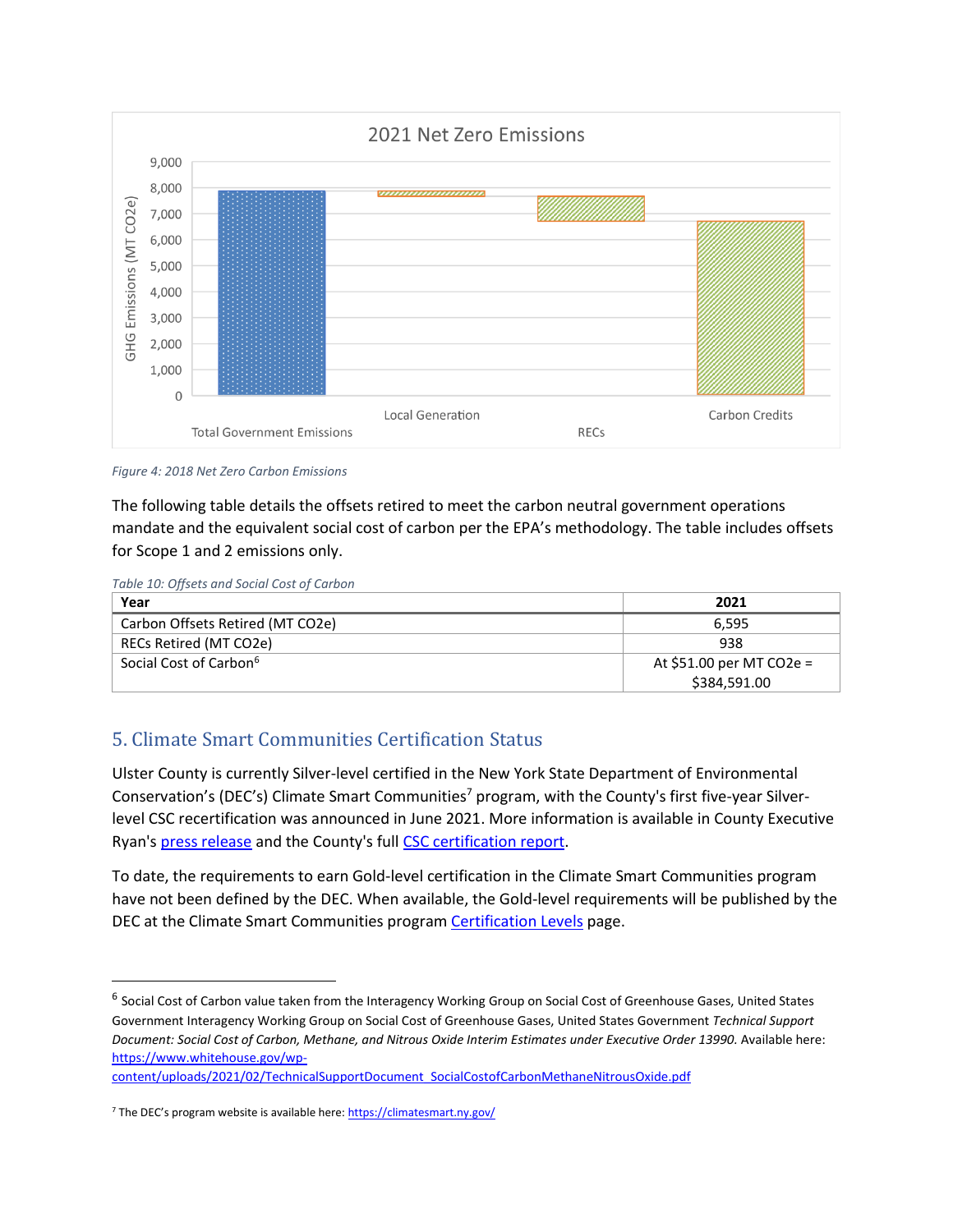Figure 4: 2018 Net Zero Carbon Emissions

The following table details the offsets retired to meet the carbon neutral government operations mandate and the equivalent social cost of carbon per the EPA's methodology. The table includes offsets for Scope 1 and 2 emissions only.

*Table 10: Offsets and Social Cost of Carbon*

| Year | 2021 |
|---|---|
| Carbon Offsets Retired (MT CO2e) | 6,595 |
| RECs Retired (MT CO2e) | 938 |
| Social Cost of Carbon[6] | At $51.00 per MT CO2e = $384,591.00 |

## 5. Climate Smart Communities Certification Status

Ulster County is currently Silver-level certified in the New York State Department of Environmental Conservation's (DEC's) Climate Smart Communities[7] program, with the County's first five-year Silver-level CSC recertification was announced in June 2021. More information is available in County Executive Ryan's press release and the County's full CSC certification report.

To date, the requirements to earn Gold-level certification in the Climate Smart Communities program have not been defined by the DEC. When available, the Gold-level requirements will be published by the DEC at the Climate Smart Communities program Certification Levels page.

---

[6] Social Cost of Carbon value taken from the Interagency Working Group on Social Cost of Greenhouse Gases, United States Government Interagency Working Group on Social Cost of Greenhouse Gases, United States Government *Technical Support Document: Social Cost of Carbon, Methane, and Nitrous Oxide Interim Estimates under Executive Order 13990.* Available here: https://www.whitehouse.gov/wp-content/uploads/2021/02/TechnicalSupportDocument_SocialCostofCarbonMethaneNitrousOxide.pdf

[7] The DEC's program website is available here: https://climatesmart.ny.gov/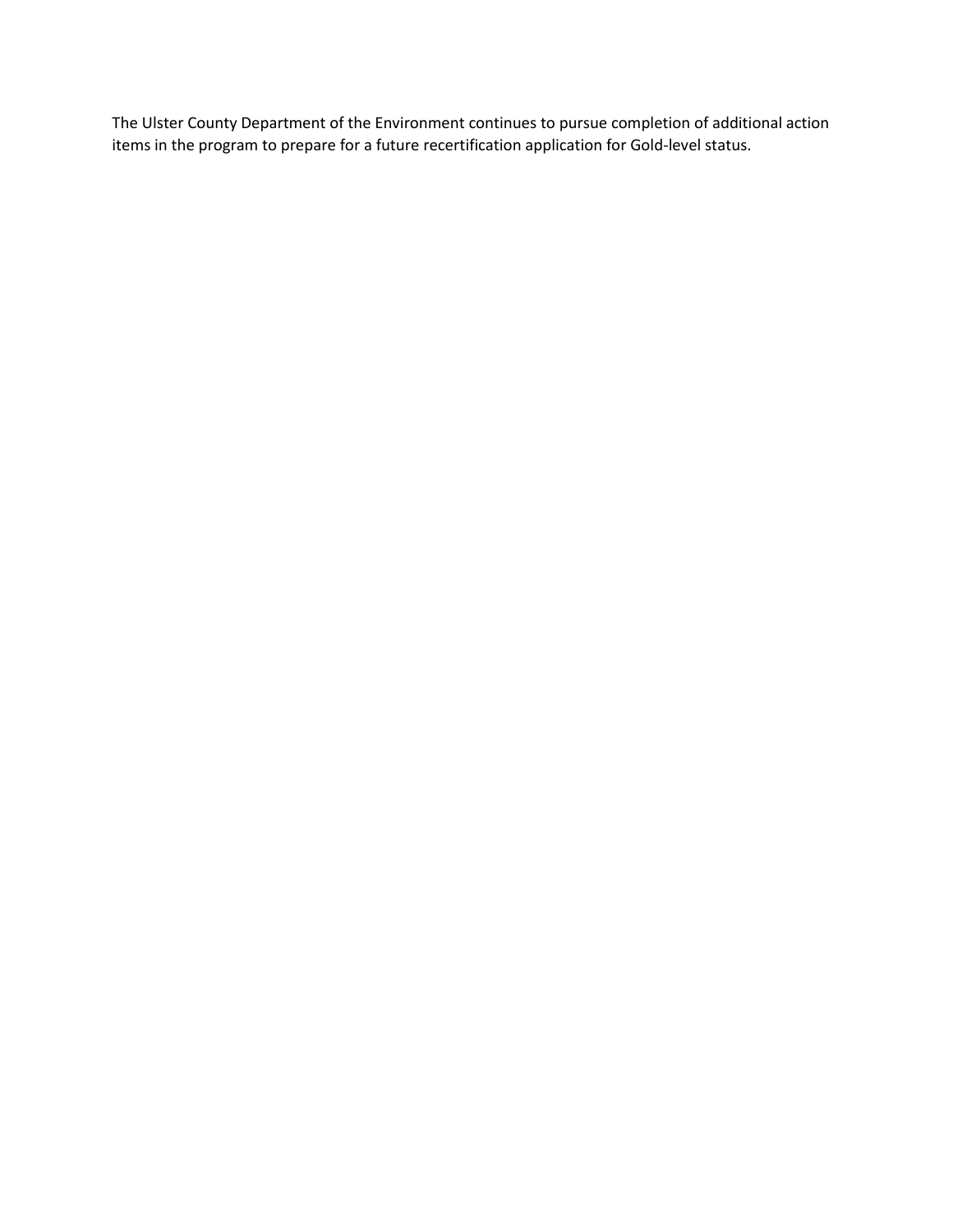The Ulster County Department of the Environment continues to pursue completion of additional action items in the program to prepare for a future recertification application for Gold-level status.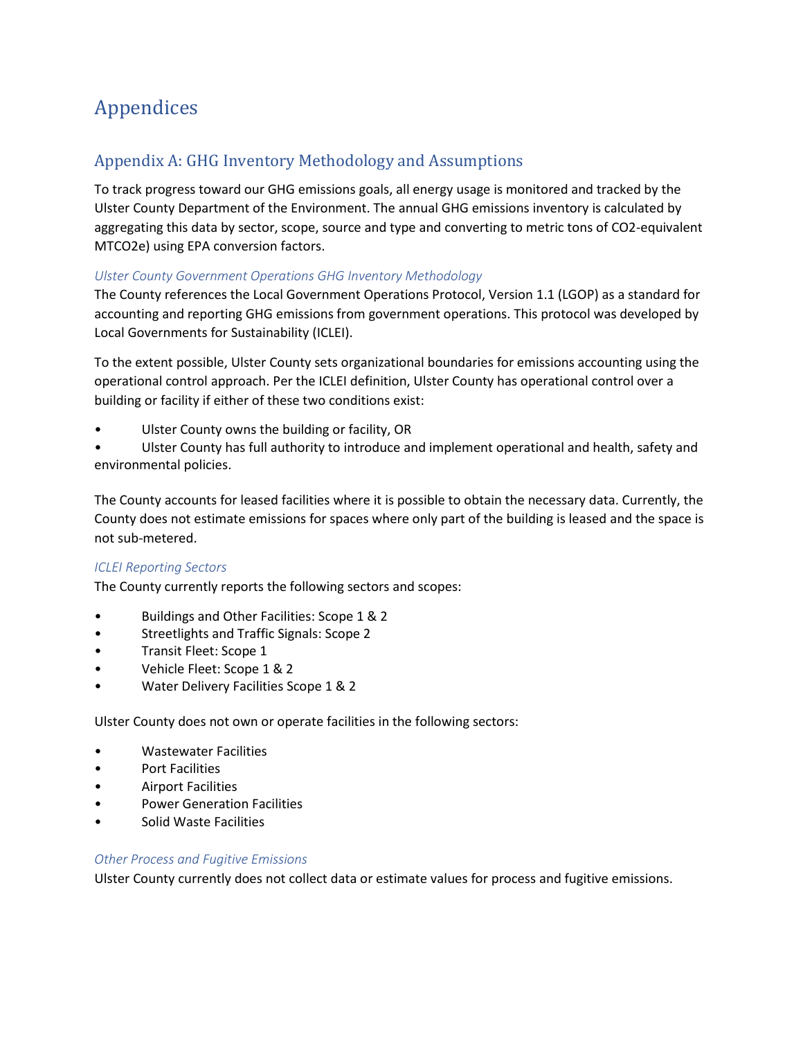# Appendices

## Appendix A: GHG Inventory Methodology and Assumptions

To track progress toward our GHG emissions goals, all energy usage is monitored and tracked by the Ulster County Department of the Environment. The annual GHG emissions inventory is calculated by aggregating this data by sector, scope, source and type and converting to metric tons of CO2-equivalent MTCO2e) using EPA conversion factors.

### *Ulster County Government Operations GHG Inventory Methodology*

The County references the Local Government Operations Protocol, Version 1.1 (LGOP) as a standard for accounting and reporting GHG emissions from government operations. This protocol was developed by Local Governments for Sustainability (ICLEI).

To the extent possible, Ulster County sets organizational boundaries for emissions accounting using the operational control approach. Per the ICLEI definition, Ulster County has operational control over a building or facility if either of these two conditions exist:

- Ulster County owns the building or facility, OR
- Ulster County has full authority to introduce and implement operational and health, safety and environmental policies.

The County accounts for leased facilities where it is possible to obtain the necessary data. Currently, the County does not estimate emissions for spaces where only part of the building is leased and the space is not sub-metered.

### *ICLEI Reporting Sectors*

The County currently reports the following sectors and scopes:

- Buildings and Other Facilities: Scope 1 & 2
- Streetlights and Traffic Signals: Scope 2
- Transit Fleet: Scope 1
- Vehicle Fleet: Scope 1 & 2
- Water Delivery Facilities Scope 1 & 2

Ulster County does not own or operate facilities in the following sectors:

- Wastewater Facilities
- Port Facilities
- Airport Facilities
- Power Generation Facilities
- Solid Waste Facilities

### *Other Process and Fugitive Emissions*

Ulster County currently does not collect data or estimate values for process and fugitive emissions.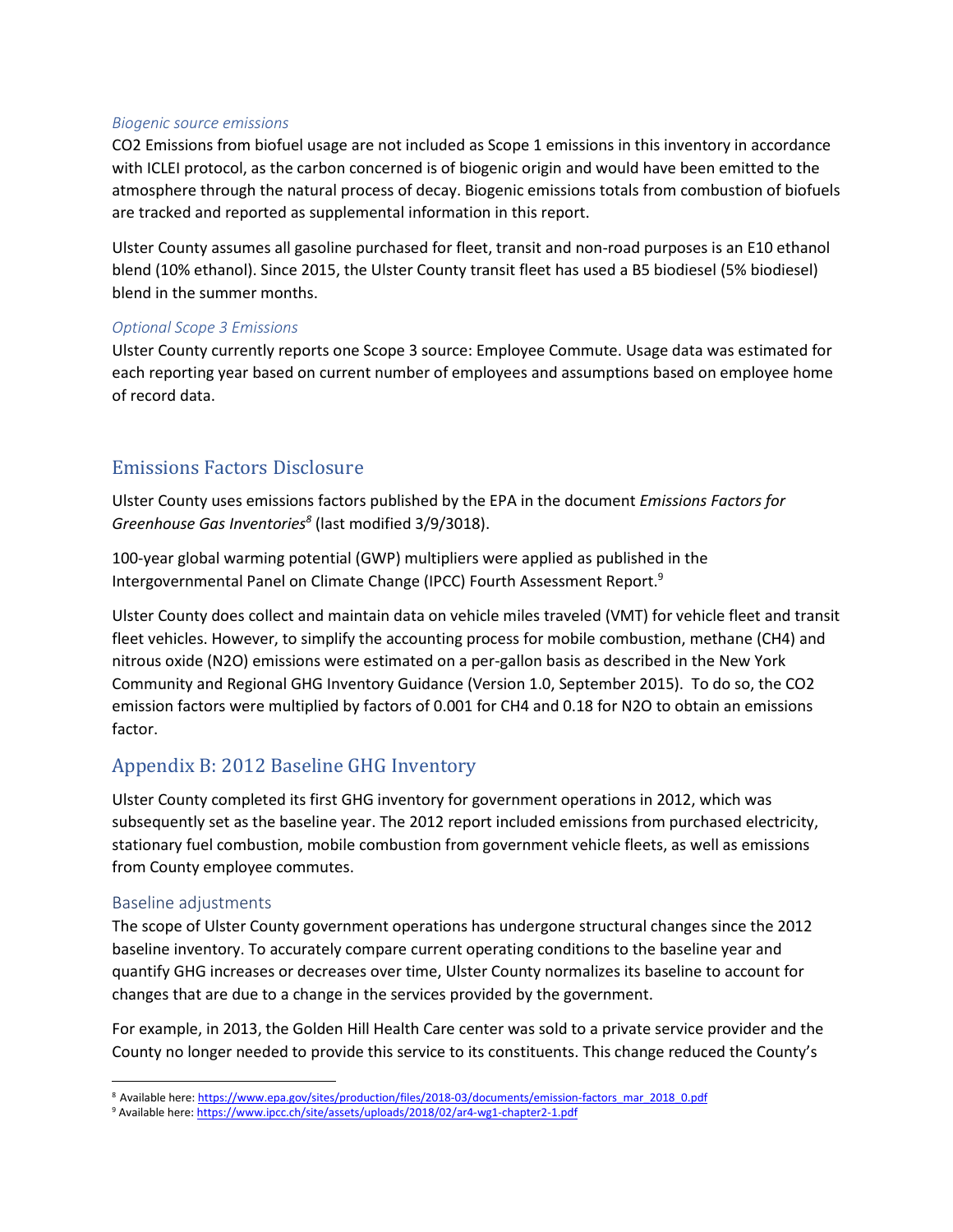### *Biogenic source emissions*

$CO_2$ Emissions from biofuel usage are not included as Scope 1 emissions in this inventory in accordance with ICLEI protocol, as the carbon concerned is of biogenic origin and would have been emitted to the atmosphere through the natural process of decay. Biogenic emissions totals from combustion of biofuels are tracked and reported as supplemental information in this report.

Ulster County assumes all gasoline purchased for fleet, transit and non-road purposes is an E10 ethanol blend (10% ethanol). Since 2015, the Ulster County transit fleet has used a B5 biodiesel (5% biodiesel) blend in the summer months.

### *Optional Scope 3 Emissions*

Ulster County currently reports one Scope 3 source: Employee Commute. Usage data was estimated for each reporting year based on current number of employees and assumptions based on employee home of record data.

## Emissions Factors Disclosure

Ulster County uses emissions factors published by the EPA in the document *Emissions Factors for Greenhouse Gas Inventories*[8] (last modified 3/9/3018).

100-year global warming potential (GWP) multipliers were applied as published in the Intergovernmental Panel on Climate Change (IPCC) Fourth Assessment Report.[9]

Ulster County does collect and maintain data on vehicle miles traveled (VMT) for vehicle fleet and transit fleet vehicles. However, to simplify the accounting process for mobile combustion, methane ($CH_4$) and nitrous oxide ($N_2O$) emissions were estimated on a per-gallon basis as described in the New York Community and Regional GHG Inventory Guidance (Version 1.0, September 2015). To do so, the $CO_2$ emission factors were multiplied by factors of 0.001 for $CH_4$ and 0.18 for $N_2O$ to obtain an emissions factor.

## Appendix B: 2012 Baseline GHG Inventory

Ulster County completed its first GHG inventory for government operations in 2012, which was subsequently set as the baseline year. The 2012 report included emissions from purchased electricity, stationary fuel combustion, mobile combustion from government vehicle fleets, as well as emissions from County employee commutes.

### Baseline adjustments

The scope of Ulster County government operations has undergone structural changes since the 2012 baseline inventory. To accurately compare current operating conditions to the baseline year and quantify GHG increases or decreases over time, Ulster County normalizes its baseline to account for changes that are due to a change in the services provided by the government.

For example, in 2013, the Golden Hill Health Care center was sold to a private service provider and the County no longer needed to provide this service to its constituents. This change reduced the County's

---

[8] Available here: https://www.epa.gov/sites/production/files/2018-03/documents/emission-factors_mar_2018_0.pdf

[9] Available here: https://www.ipcc.ch/site/assets/uploads/2018/02/ar4-wg1-chapter2-1.pdf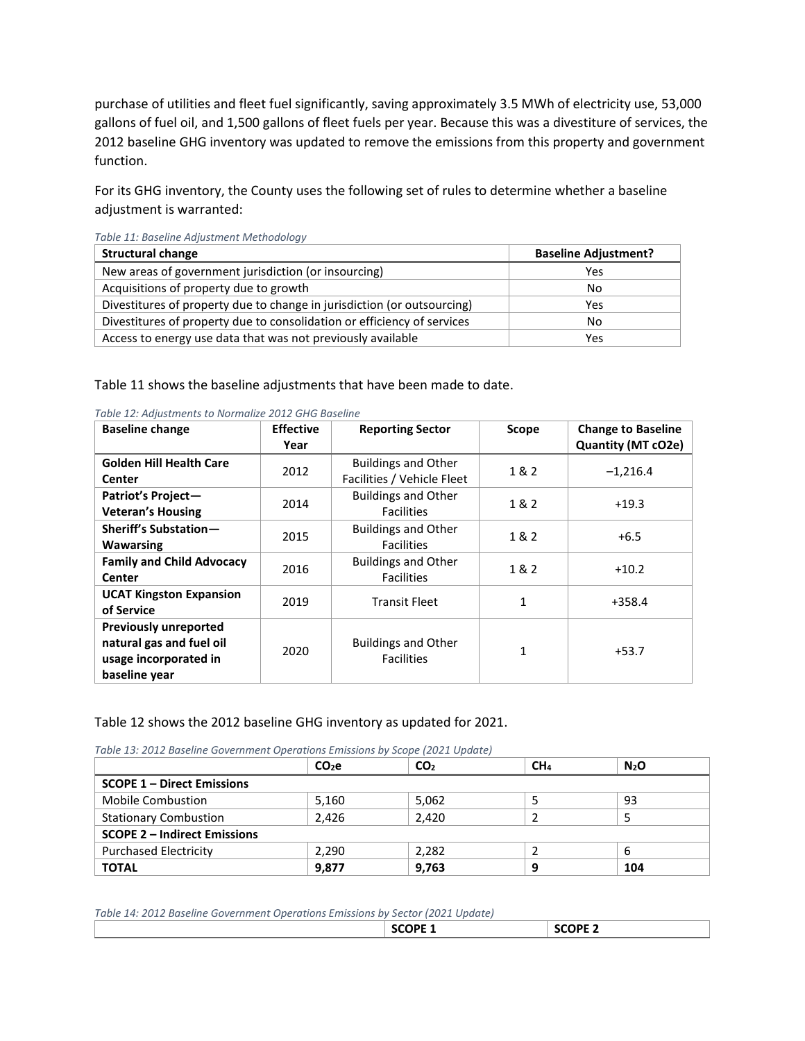purchase of utilities and fleet fuel significantly, saving approximately 3.5 MWh of electricity use, 53,000 gallons of fuel oil, and 1,500 gallons of fleet fuels per year. Because this was a divestiture of services, the 2012 baseline GHG inventory was updated to remove the emissions from this property and government function.

For its GHG inventory, the County uses the following set of rules to determine whether a baseline adjustment is warranted:

*Table 11: Baseline Adjustment Methodology*

| Structural change | Baseline Adjustment? |
|---|---|
| New areas of government jurisdiction (or insourcing) | Yes |
| Acquisitions of property due to growth | No |
| Divestitures of property due to change in jurisdiction (or outsourcing) | Yes |
| Divestitures of property due to consolidation or efficiency of services | No |
| Access to energy use data that was not previously available | Yes |

Table 11 shows the baseline adjustments that have been made to date.

*Table 12: Adjustments to Normalize 2012 GHG Baseline*

| Baseline change | Effective Year | Reporting Sector | Scope | Change to Baseline Quantity (MT cO2e) |
|---|---|---|---|---|
| **Golden Hill Health Care Center** | 2012 | Buildings and Other Facilities / Vehicle Fleet | 1 & 2 | −1,216.4 |
| **Patriot's Project—Veteran's Housing** | 2014 | Buildings and Other Facilities | 1 & 2 | +19.3 |
| **Sheriff's Substation—Wawarsing** | 2015 | Buildings and Other Facilities | 1 & 2 | +6.5 |
| **Family and Child Advocacy Center** | 2016 | Buildings and Other Facilities | 1 & 2 | +10.2 |
| **UCAT Kingston Expansion of Service** | 2019 | Transit Fleet | 1 | +358.4 |
| **Previously unreported natural gas and fuel oil usage incorporated in baseline year** | 2020 | Buildings and Other Facilities | 1 | +53.7 |

Table 12 shows the 2012 baseline GHG inventory as updated for 2021.

*Table 13: 2012 Baseline Government Operations Emissions by Scope (2021 Update)*

| | $CO_2e$ | $CO_2$ | $CH_4$ | $N_2O$ |
|---|---|---|---|---|
| **SCOPE 1 – Direct Emissions** | | | | |
| Mobile Combustion | 5,160 | 5,062 | 5 | 93 |
| Stationary Combustion | 2,426 | 2,420 | 2 | 5 |
| **SCOPE 2 – Indirect Emissions** | | | | |
| Purchased Electricity | 2,290 | 2,282 | 2 | 6 |
| **TOTAL** | **9,877** | **9,763** | **9** | **104** |

*Table 14: 2012 Baseline Government Operations Emissions by Sector (2021 Update)*

| | SCOPE 1 | SCOPE 2 |
|---|---|---|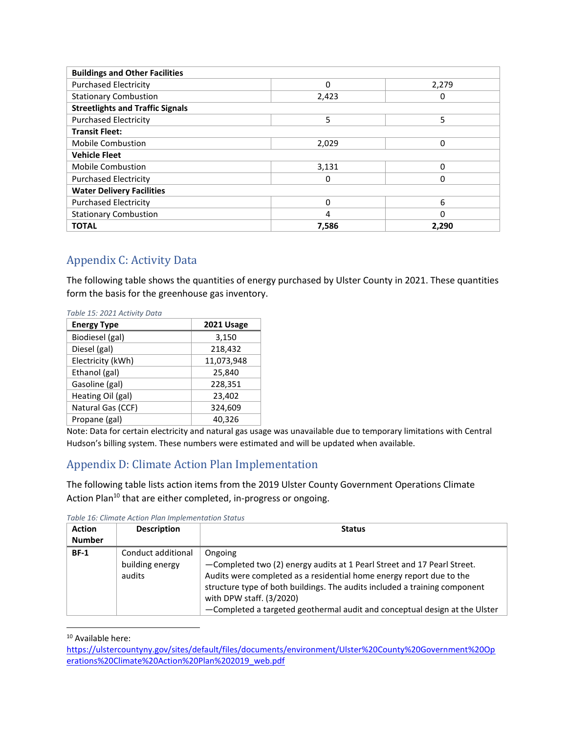| | | |
|---|---|---|
| **Buildings and Other Facilities** | | |
| Purchased Electricity | 0 | 2,279 |
| Stationary Combustion | 2,423 | 0 |
| **Streetlights and Traffic Signals** | | |
| Purchased Electricity | 5 | 5 |
| **Transit Fleet:** | | |
| Mobile Combustion | 2,029 | 0 |
| **Vehicle Fleet** | | |
| Mobile Combustion | 3,131 | 0 |
| Purchased Electricity | 0 | 0 |
| **Water Delivery Facilities** | | |
| Purchased Electricity | 0 | 6 |
| Stationary Combustion | 4 | 0 |
| **TOTAL** | **7,586** | **2,290** |

## Appendix C: Activity Data

The following table shows the quantities of energy purchased by Ulster County in 2021. These quantities form the basis for the greenhouse gas inventory.

*Table 15: 2021 Activity Data*

| Energy Type | 2021 Usage |
|---|---|
| Biodiesel (gal) | 3,150 |
| Diesel (gal) | 218,432 |
| Electricity (kWh) | 11,073,948 |
| Ethanol (gal) | 25,840 |
| Gasoline (gal) | 228,351 |
| Heating Oil (gal) | 23,402 |
| Natural Gas (CCF) | 324,609 |
| Propane (gal) | 40,326 |

Note: Data for certain electricity and natural gas usage was unavailable due to temporary limitations with Central Hudson's billing system. These numbers were estimated and will be updated when available.

## Appendix D: Climate Action Plan Implementation

The following table lists action items from the 2019 Ulster County Government Operations Climate Action Plan[10] that are either completed, in-progress or ongoing.

*Table 16: Climate Action Plan Implementation Status*

| Action Number | Description | Status |
|---|---|---|
| **BF-1** | Conduct additional building energy audits | Ongoing<br>—Completed two (2) energy audits at 1 Pearl Street and 17 Pearl Street. Audits were completed as a residential home energy report due to the structure type of both buildings. The audits included a training component with DPW staff. (3/2020)<br>—Completed a targeted geothermal audit and conceptual design at the Ulster |

[10] Available here: https://ulstercountyny.gov/sites/default/files/documents/environment/Ulster%20County%20Government%20Operations%20Climate%20Action%20Plan%202019_web.pdf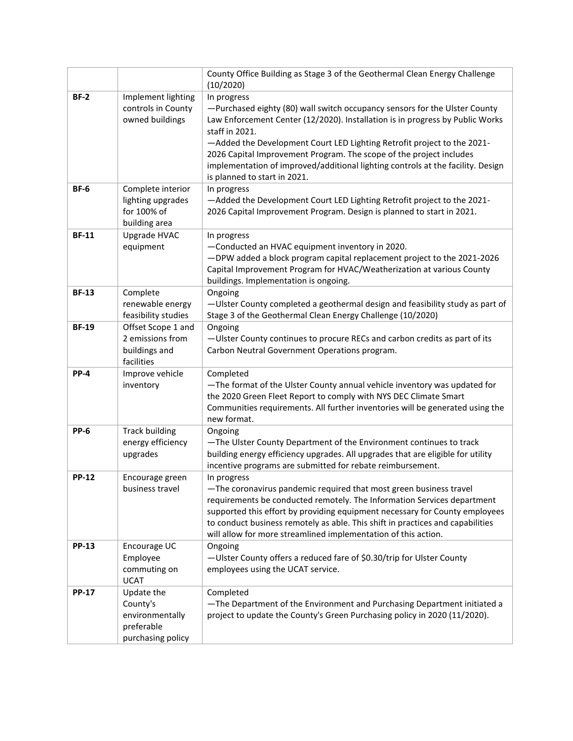| | | |
|---|---|---|
| | | County Office Building as Stage 3 of the Geothermal Clean Energy Challenge (10/2020) |
| **BF-2** | Implement lighting controls in County owned buildings | In progress<br>—Purchased eighty (80) wall switch occupancy sensors for the Ulster County Law Enforcement Center (12/2020). Installation is in progress by Public Works staff in 2021.<br>—Added the Development Court LED Lighting Retrofit project to the 2021-2026 Capital Improvement Program. The scope of the project includes implementation of improved/additional lighting controls at the facility. Design is planned to start in 2021. |
| **BF-6** | Complete interior lighting upgrades for 100% of building area | In progress<br>—Added the Development Court LED Lighting Retrofit project to the 2021-2026 Capital Improvement Program. Design is planned to start in 2021. |
| **BF-11** | Upgrade HVAC equipment | In progress<br>—Conducted an HVAC equipment inventory in 2020.<br>—DPW added a block program capital replacement project to the 2021-2026 Capital Improvement Program for HVAC/Weatherization at various County buildings. Implementation is ongoing. |
| **BF-13** | Complete renewable energy feasibility studies | Ongoing<br>—Ulster County completed a geothermal design and feasibility study as part of Stage 3 of the Geothermal Clean Energy Challenge (10/2020) |
| **BF-19** | Offset Scope 1 and 2 emissions from buildings and facilities | Ongoing<br>—Ulster County continues to procure RECs and carbon credits as part of its Carbon Neutral Government Operations program. |
| **PP-4** | Improve vehicle inventory | Completed<br>—The format of the Ulster County annual vehicle inventory was updated for the 2020 Green Fleet Report to comply with NYS DEC Climate Smart Communities requirements. All further inventories will be generated using the new format. |
| **PP-6** | Track building energy efficiency upgrades | Ongoing<br>—The Ulster County Department of the Environment continues to track building energy efficiency upgrades. All upgrades that are eligible for utility incentive programs are submitted for rebate reimbursement. |
| **PP-12** | Encourage green business travel | In progress<br>—The coronavirus pandemic required that most green business travel requirements be conducted remotely. The Information Services department supported this effort by providing equipment necessary for County employees to conduct business remotely as able. This shift in practices and capabilities will allow for more streamlined implementation of this action. |
| **PP-13** | Encourage UC Employee commuting on UCAT | Ongoing<br>—Ulster County offers a reduced fare of $0.30/trip for Ulster County employees using the UCAT service. |
| **PP-17** | Update the County's environmentally preferable purchasing policy | Completed<br>—The Department of the Environment and Purchasing Department initiated a project to update the County's Green Purchasing policy in 2020 (11/2020). |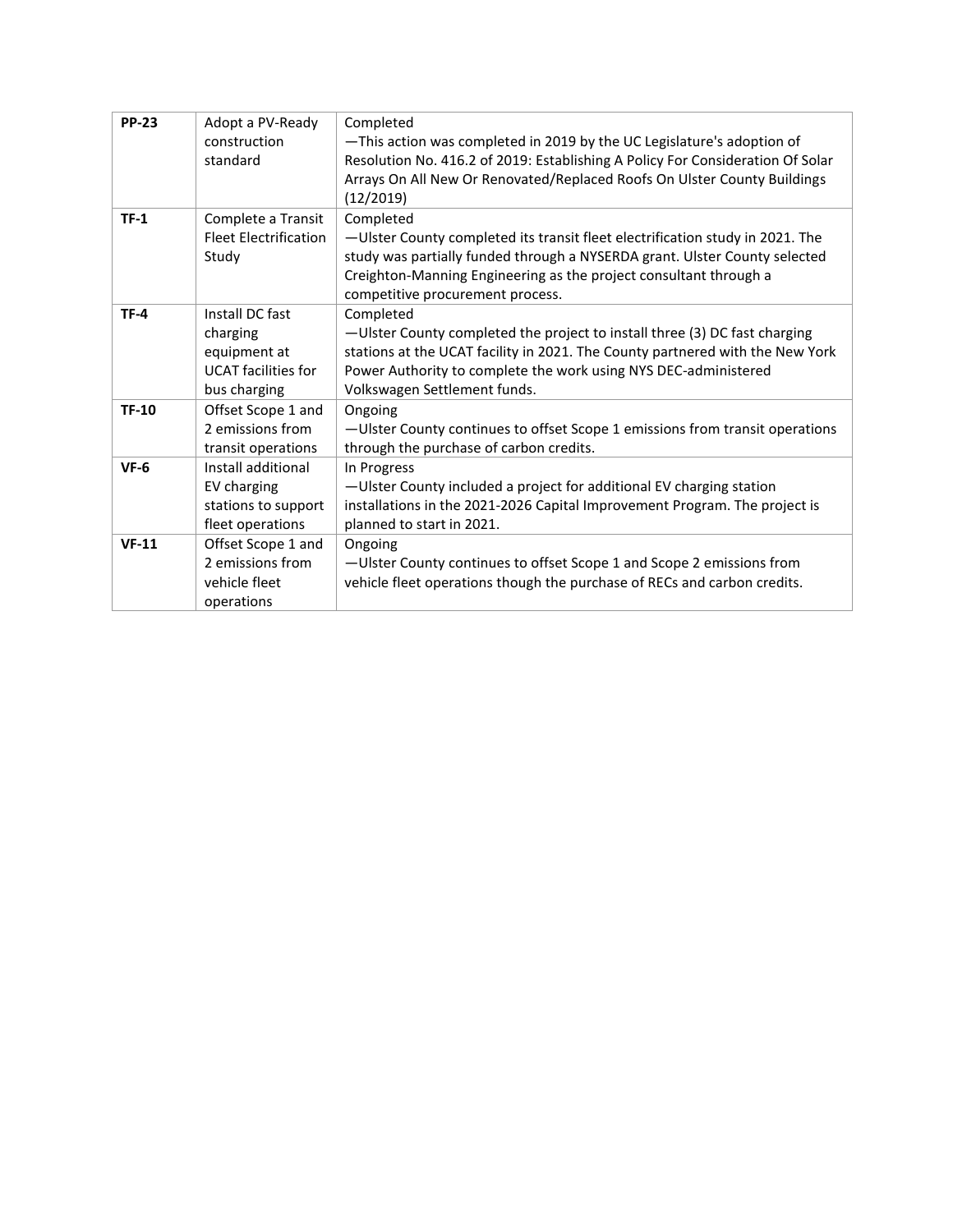| | | |
|---|---|---|
| **PP-23** | Adopt a PV-Ready construction standard | Completed<br>—This action was completed in 2019 by the UC Legislature's adoption of Resolution No. 416.2 of 2019: Establishing A Policy For Consideration Of Solar Arrays On All New Or Renovated/Replaced Roofs On Ulster County Buildings (12/2019) |
| **TF-1** | Complete a Transit Fleet Electrification Study | Completed<br>—Ulster County completed its transit fleet electrification study in 2021. The study was partially funded through a NYSERDA grant. Ulster County selected Creighton-Manning Engineering as the project consultant through a competitive procurement process. |
| **TF-4** | Install DC fast charging equipment at UCAT facilities for bus charging | Completed<br>—Ulster County completed the project to install three (3) DC fast charging stations at the UCAT facility in 2021. The County partnered with the New York Power Authority to complete the work using NYS DEC-administered Volkswagen Settlement funds. |
| **TF-10** | Offset Scope 1 and 2 emissions from transit operations | Ongoing<br>—Ulster County continues to offset Scope 1 emissions from transit operations through the purchase of carbon credits. |
| **VF-6** | Install additional EV charging stations to support fleet operations | In Progress<br>—Ulster County included a project for additional EV charging station installations in the 2021-2026 Capital Improvement Program. The project is planned to start in 2021. |
| **VF-11** | Offset Scope 1 and 2 emissions from vehicle fleet operations | Ongoing<br>—Ulster County continues to offset Scope 1 and Scope 2 emissions from vehicle fleet operations though the purchase of RECs and carbon credits. |